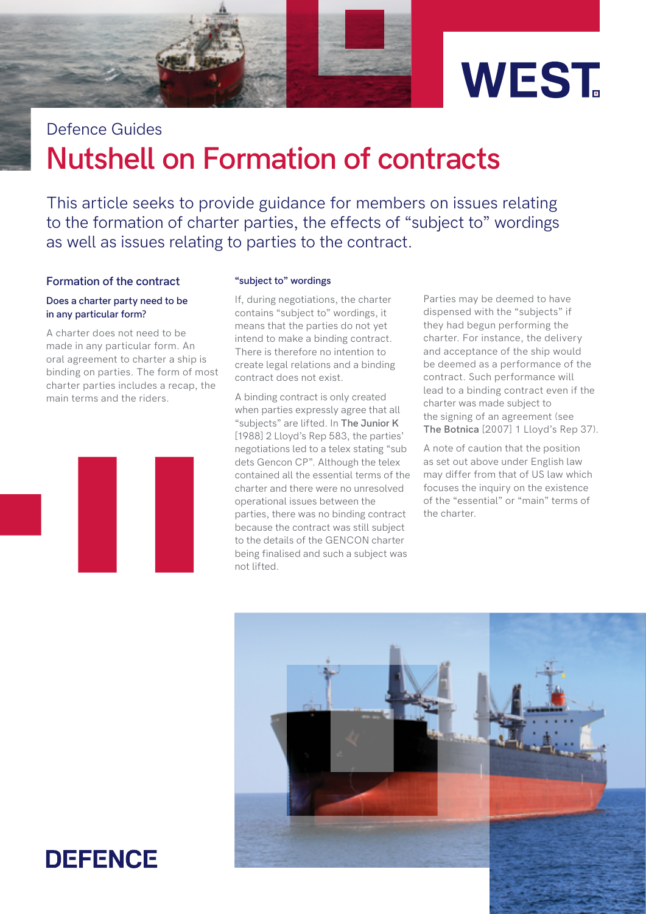# Defence Guides

# Nutshell on Formation of contracts

This article seeks to provide guidance for members on issues relating to the formation of charter parties, the effects of "subject to" wordings as well as issues relating to parties to the contract.

## Formation of the contract

### Does a charter party need to be in any particular form?

A charter does not need to be made in any particular form. An oral agreement to charter a ship is binding on parties. The form of most charter parties includes a recap, the main terms and the riders.

### "subject to" wordings

If, during negotiations, the charter contains "subject to" wordings, it means that the parties do not yet intend to make a binding contract. There is therefore no intention to create legal relations and a binding contract does not exist.

A binding contract is only created when parties expressly agree that all "subjects" are lifted. In **The Junior K** [1988] 2 Lloyd's Rep 583, the parties' negotiations led to a telex stating "sub dets Gencon CP". Although the telex contained all the essential terms of the charter and there were no unresolved operational issues between the parties, there was no binding contract because the contract was still subject to the details of the GENCON charter being finalised and such a subject was not lifted.

Parties may be deemed to have dispensed with the "subjects" if they had begun performing the charter. For instance, the delivery and acceptance of the ship would be deemed as a performance of the contract. Such performance will lead to a binding contract even if the charter was made subject to the signing of an agreement (see **The Botnica** [2007] 1 Lloyd's Rep 37).

A note of caution that the position as set out above under English law may differ from that of US law which focuses the inquiry on the existence of the "essential" or "main" terms of the charter.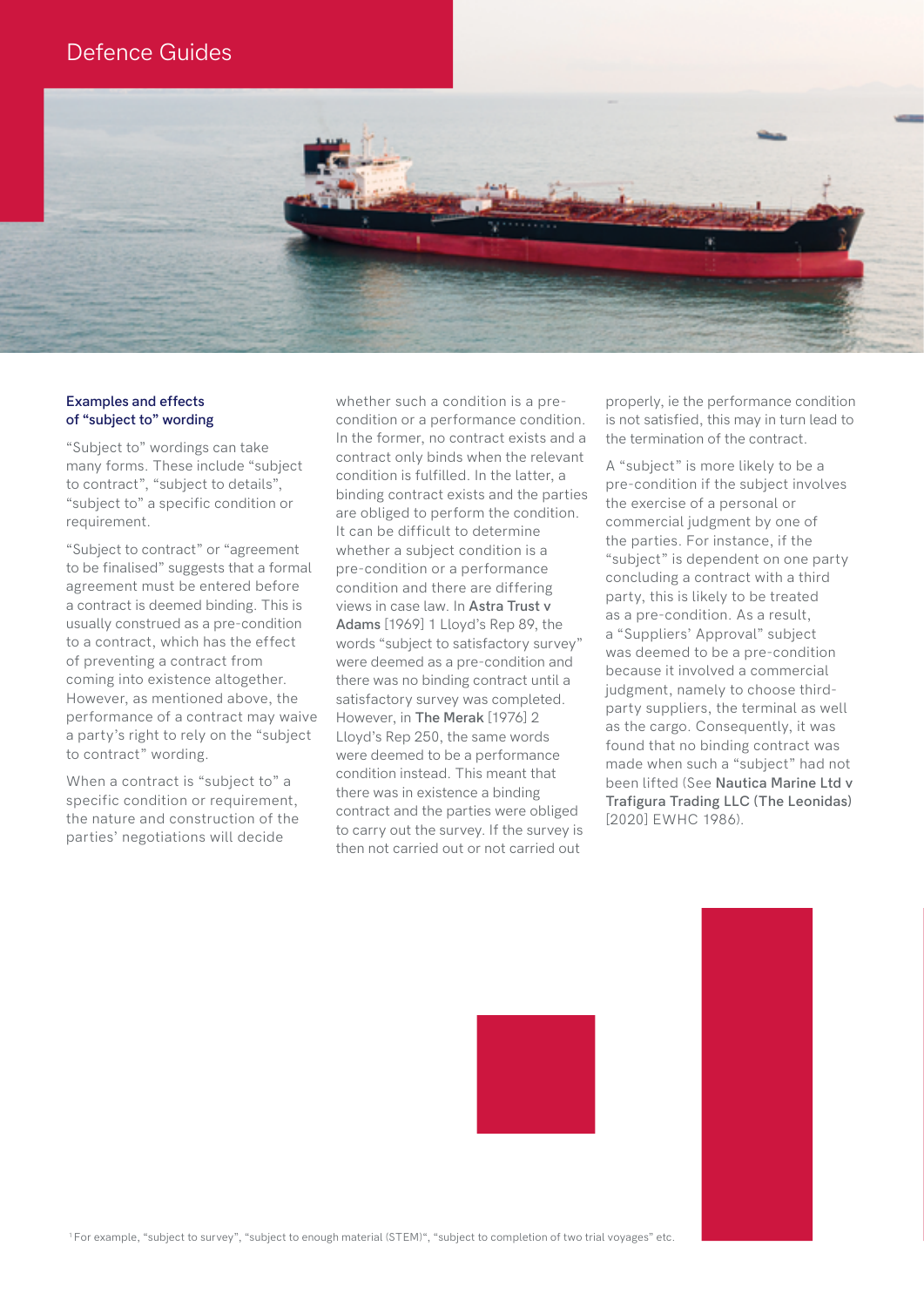## Examples and effects of "subject to" wording

"Subject to" wordings can take many forms. These include "subject to contract", "subject to details", "subject to" a specific condition or requirement.

"Subject to contract" or "agreement to be finalised" suggests that a formal agreement must be entered before a contract is deemed binding. This is usually construed as a pre-condition to a contract, which has the effect of preventing a contract from coming into existence altogether. However, as mentioned above, the performance of a contract may waive a party's right to rely on the "subject to contract" wording.

When a contract is "subject to" a specific condition or requirement, the nature and construction of the parties' negotiations will decide whether such a condition is a pre-condition or a performance condition. In the former, no contract exists and a contract only binds when the relevant condition is fulfilled. In the latter, a binding contract exists and the parties are obliged to perform the condition. It can be difficult to determine whether a subject condition is a pre-condition or a performance condition and there are differing views in case law. In **Astra Trust v Adams** [1969] 1 Lloyd's Rep 89, the words "subject to satisfactory survey" were deemed as a pre-condition and there was no binding contract until a satisfactory survey was completed. However, in **The Merak** [1976] 2 Lloyd's Rep 250, the same words were deemed to be a performance condition instead. This meant that there was in existence a binding contract and the parties were obliged to carry out the survey. If the survey is then not carried out or not carried out properly, ie the performance condition is not satisfied, this may in turn lead to the termination of the contract.

A "subject" is more likely to be a pre-condition if the subject involves the exercise of a personal or commercial judgment by one of the parties. For instance, if the "subject" is dependent on one party concluding a contract with a third party, this is likely to be treated as a pre-condition. As a result, a "Suppliers' Approval" subject was deemed to be a pre-condition because it involved a commercial judgment, namely to choose third-party suppliers, the terminal as well as the cargo. Consequently, it was found that no binding contract was made when such a "subject" had not been lifted (See **Nautica Marine Ltd v Trafigura Trading LLC (The Leonidas)** [2020] EWHC 1986).

[1] For example, "subject to survey", "subject to enough material (STEM)", "subject to completion of two trial voyages" etc.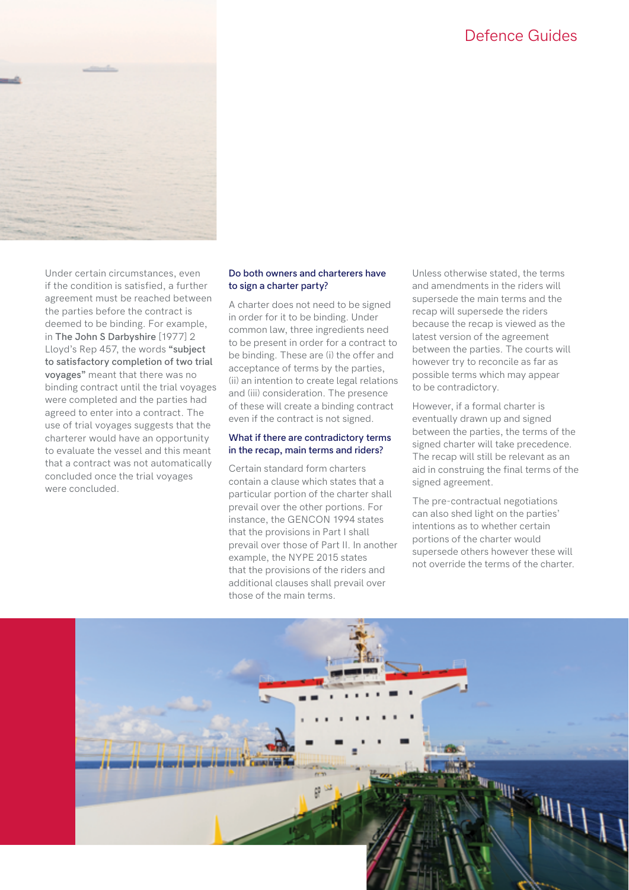Under certain circumstances, even if the condition is satisfied, a further agreement must be reached between the parties before the contract is deemed to be binding. For example, in **The John S Darbyshire** [1977] 2 Lloyd's Rep 457, the words **"subject to satisfactory completion of two trial voyages"** meant that there was no binding contract until the trial voyages were completed and the parties had agreed to enter into a contract. The use of trial voyages suggests that the charterer would have an opportunity to evaluate the vessel and this meant that a contract was not automatically concluded once the trial voyages were concluded.

## Do both owners and charterers have to sign a charter party?

A charter does not need to be signed in order for it to be binding. Under common law, three ingredients need to be present in order for a contract to be binding. These are (i) the offer and acceptance of terms by the parties, (ii) an intention to create legal relations and (iii) consideration. The presence of these will create a binding contract even if the contract is not signed.

## What if there are contradictory terms in the recap, main terms and riders?

Certain standard form charters contain a clause which states that a particular portion of the charter shall prevail over the other portions. For instance, the GENCON 1994 states that the provisions in Part I shall prevail over those of Part II. In another example, the NYPE 2015 states that the provisions of the riders and additional clauses shall prevail over those of the main terms.

Unless otherwise stated, the terms and amendments in the riders will supersede the main terms and the recap will supersede the riders because the recap is viewed as the latest version of the agreement between the parties. The courts will however try to reconcile as far as possible terms which may appear to be contradictory.

However, if a formal charter is eventually drawn up and signed between the parties, the terms of the signed charter will take precedence. The recap will still be relevant as an aid in construing the final terms of the signed agreement.

The pre-contractual negotiations can also shed light on the parties' intentions as to whether certain portions of the charter would supersede others however these will not override the terms of the charter.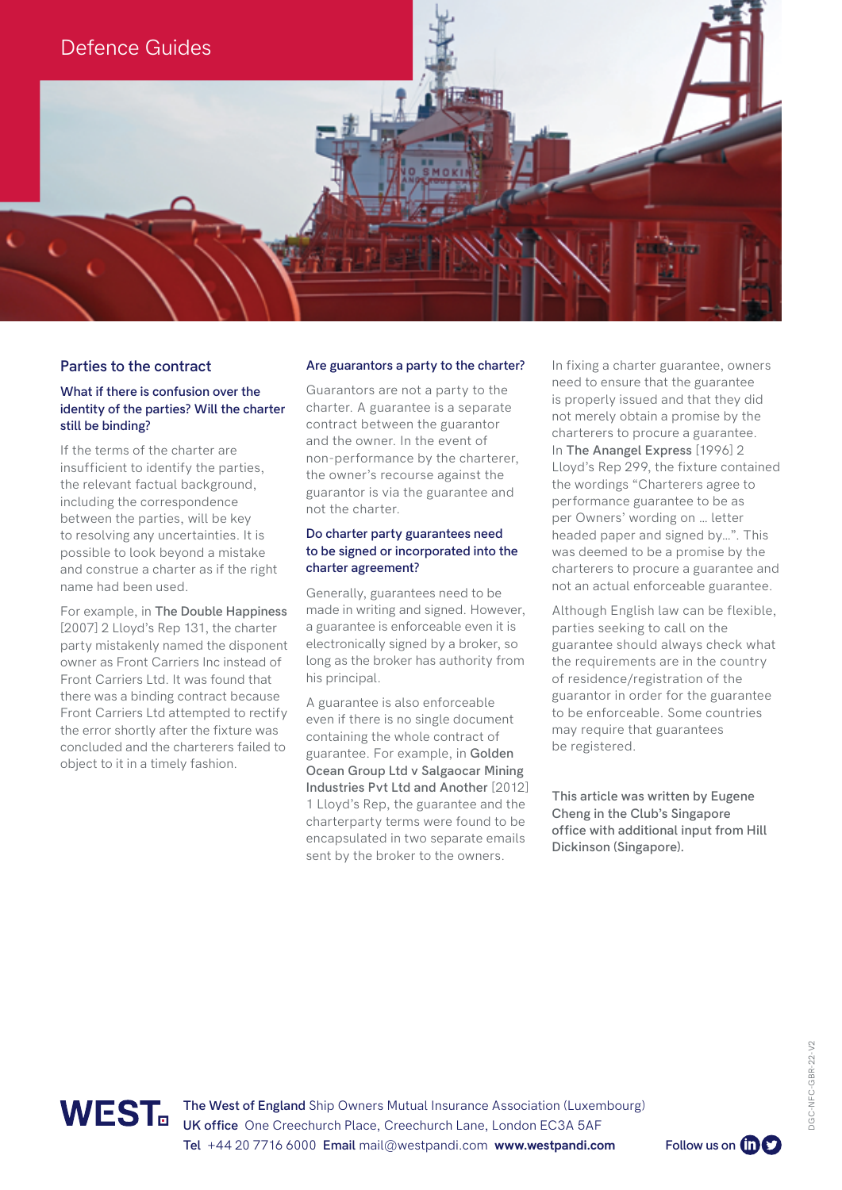Defence Guides

## Parties to the contract

### What if there is confusion over the identity of the parties? Will the charter still be binding?

If the terms of the charter are insufficient to identify the parties, the relevant factual background, including the correspondence between the parties, will be key to resolving any uncertainties. It is possible to look beyond a mistake and construe a charter as if the right name had been used.

For example, in **The Double Happiness** [2007] 2 Lloyd's Rep 131, the charter party mistakenly named the disponent owner as Front Carriers Inc instead of Front Carriers Ltd. It was found that there was a binding contract because Front Carriers Ltd attempted to rectify the error shortly after the fixture was concluded and the charterers failed to object to it in a timely fashion.

### Are guarantors a party to the charter?

Guarantors are not a party to the charter. A guarantee is a separate contract between the guarantor and the owner. In the event of non-performance by the charterer, the owner's recourse against the guarantor is via the guarantee and not the charter.

### Do charter party guarantees need to be signed or incorporated into the charter agreement?

Generally, guarantees need to be made in writing and signed. However, a guarantee is enforceable even it is electronically signed by a broker, so long as the broker has authority from his principal.

A guarantee is also enforceable even if there is no single document containing the whole contract of guarantee. For example, in **Golden Ocean Group Ltd v Salgaocar Mining Industries Pvt Ltd and Another** [2012] 1 Lloyd's Rep, the guarantee and the charterparty terms were found to be encapsulated in two separate emails sent by the broker to the owners.

In fixing a charter guarantee, owners need to ensure that the guarantee is properly issued and that they did not merely obtain a promise by the charterers to procure a guarantee. In **The Anangel Express** [1996] 2 Lloyd's Rep 299, the fixture contained the wordings "Charterers agree to performance guarantee to be as per Owners' wording on … letter headed paper and signed by…". This was deemed to be a promise by the charterers to procure a guarantee and not an actual enforceable guarantee.

Although English law can be flexible, parties seeking to call on the guarantee should always check what the requirements are in the country of residence/registration of the guarantor in order for the guarantee to be enforceable. Some countries may require that guarantees be registered.

**This article was written by Eugene Cheng in the Club's Singapore office with additional input from Hill Dickinson (Singapore).**

WEST

**The West of England** Ship Owners Mutual Insurance Association (Luxembourg)
**UK office** One Creechurch Place, Creechurch Lane, London EC3A 5AF
**Tel** +44 20 7716 6000 **Email** mail@westpandi.com **www.westpandi.com**

Follow us on

DGC-NFC-GBR-22-V2